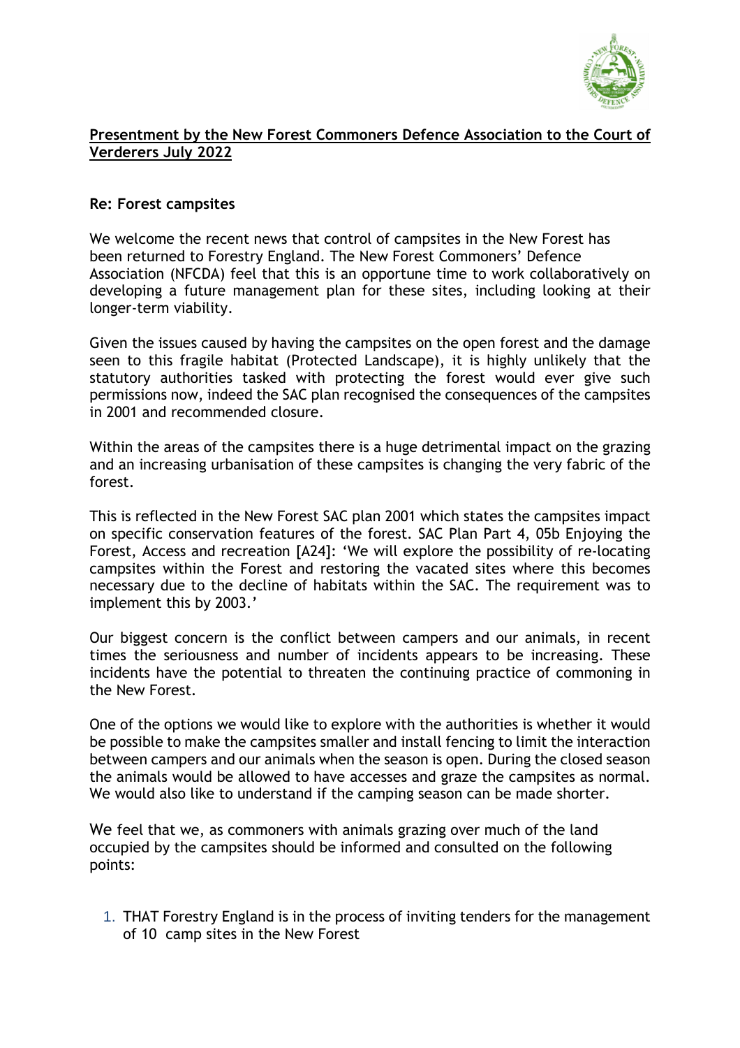**Presentment by the New Forest Commoners Defence Association to the Court of Verderers July 2022**

**Re: Forest campsites**

We welcome the recent news that control of campsites in the New Forest has been returned to Forestry England. The New Forest Commoners' Defence Association (NFCDA) feel that this is an opportune time to work collaboratively on developing a future management plan for these sites, including looking at their longer-term viability.

Given the issues caused by having the campsites on the open forest and the damage seen to this fragile habitat (Protected Landscape), it is highly unlikely that the statutory authorities tasked with protecting the forest would ever give such permissions now, indeed the SAC plan recognised the consequences of the campsites in 2001 and recommended closure.

Within the areas of the campsites there is a huge detrimental impact on the grazing and an increasing urbanisation of these campsites is changing the very fabric of the forest.

This is reflected in the New Forest SAC plan 2001 which states the campsites impact on specific conservation features of the forest. SAC Plan Part 4, 05b Enjoying the Forest, Access and recreation [A24]: 'We will explore the possibility of re-locating campsites within the Forest and restoring the vacated sites where this becomes necessary due to the decline of habitats within the SAC. The requirement was to implement this by 2003.'

Our biggest concern is the conflict between campers and our animals, in recent times the seriousness and number of incidents appears to be increasing. These incidents have the potential to threaten the continuing practice of commoning in the New Forest.

One of the options we would like to explore with the authorities is whether it would be possible to make the campsites smaller and install fencing to limit the interaction between campers and our animals when the season is open. During the closed season the animals would be allowed to have accesses and graze the campsites as normal. We would also like to understand if the camping season can be made shorter.

We feel that we, as commoners with animals grazing over much of the land occupied by the campsites should be informed and consulted on the following points:

1. THAT Forestry England is in the process of inviting tenders for the management of 10 camp sites in the New Forest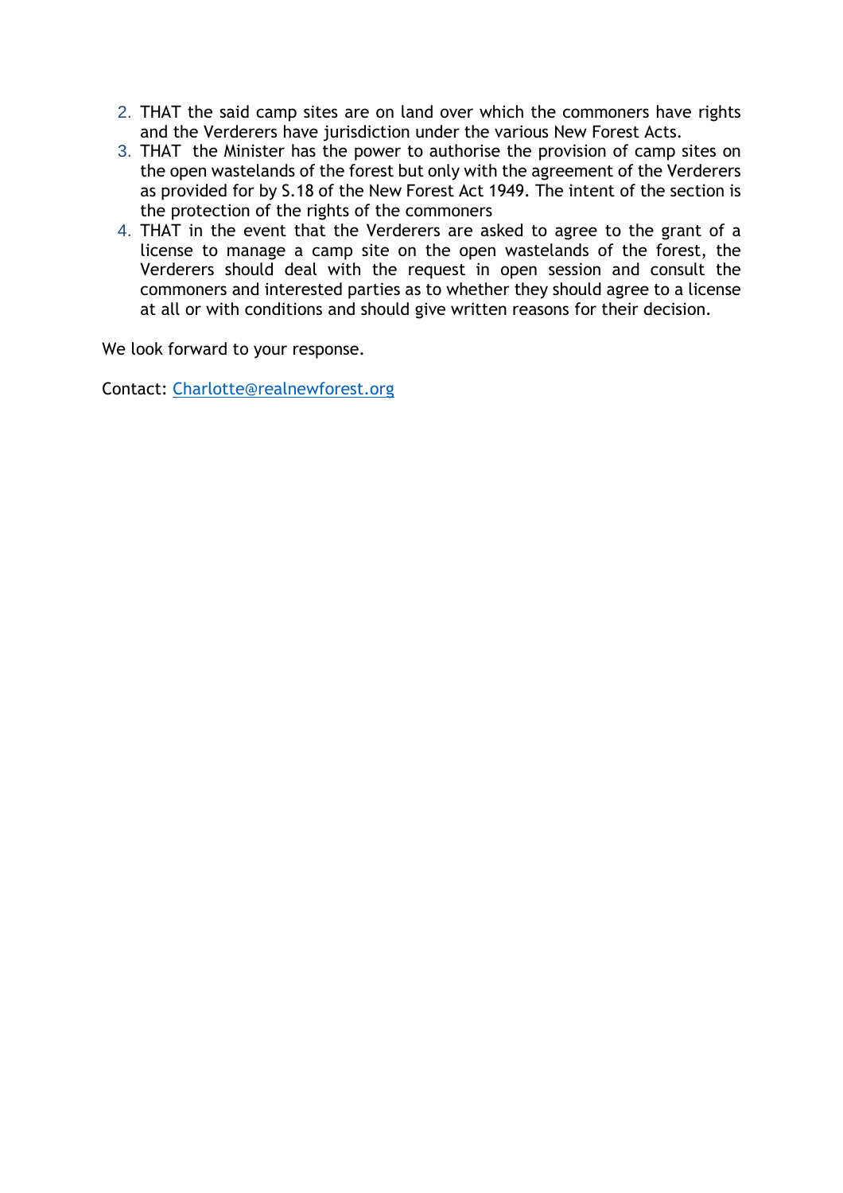2. THAT the said camp sites are on land over which the commoners have rights and the Verderers have jurisdiction under the various New Forest Acts.
3. THAT the Minister has the power to authorise the provision of camp sites on the open wastelands of the forest but only with the agreement of the Verderers as provided for by S.18 of the New Forest Act 1949. The intent of the section is the protection of the rights of the commoners
4. THAT in the event that the Verderers are asked to agree to the grant of a license to manage a camp site on the open wastelands of the forest, the Verderers should deal with the request in open session and consult the commoners and interested parties as to whether they should agree to a license at all or with conditions and should give written reasons for their decision.

We look forward to your response.

Contact: [Charlotte@realnewforest.org](mailto:Charlotte@realnewforest.org)